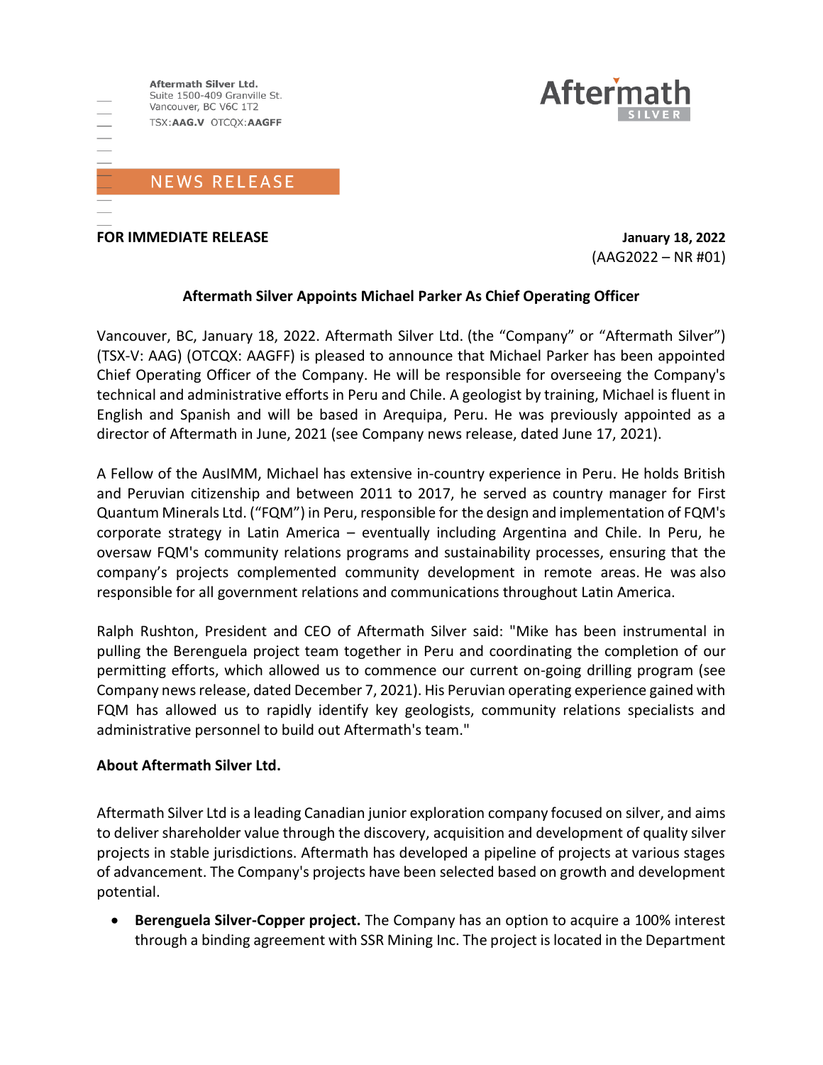Aftermath Silver Ltd.
Suite 1500-409 Granville St.
Vancouver, BC V6C 1T2
TSX:**AAG.V** OTCQX:**AAGFF**

Aftermath SILVER

NEWS RELEASE

**FOR IMMEDIATE RELEASE** **January 18, 2022**

(AAG2022 – NR #01)

## Aftermath Silver Appoints Michael Parker As Chief Operating Officer

Vancouver, BC, January 18, 2022. Aftermath Silver Ltd. (the "Company" or "Aftermath Silver") (TSX-V: AAG) (OTCQX: AAGFF) is pleased to announce that Michael Parker has been appointed Chief Operating Officer of the Company. He will be responsible for overseeing the Company's technical and administrative efforts in Peru and Chile. A geologist by training, Michael is fluent in English and Spanish and will be based in Arequipa, Peru. He was previously appointed as a director of Aftermath in June, 2021 (see Company news release, dated June 17, 2021).

A Fellow of the AusIMM, Michael has extensive in-country experience in Peru. He holds British and Peruvian citizenship and between 2011 to 2017, he served as country manager for First Quantum Minerals Ltd. ("FQM") in Peru, responsible for the design and implementation of FQM's corporate strategy in Latin America – eventually including Argentina and Chile. In Peru, he oversaw FQM's community relations programs and sustainability processes, ensuring that the company's projects complemented community development in remote areas. He was also responsible for all government relations and communications throughout Latin America.

Ralph Rushton, President and CEO of Aftermath Silver said: "Mike has been instrumental in pulling the Berenguela project team together in Peru and coordinating the completion of our permitting efforts, which allowed us to commence our current on-going drilling program (see Company news release, dated December 7, 2021). His Peruvian operating experience gained with FQM has allowed us to rapidly identify key geologists, community relations specialists and administrative personnel to build out Aftermath's team."

### About Aftermath Silver Ltd.

Aftermath Silver Ltd is a leading Canadian junior exploration company focused on silver, and aims to deliver shareholder value through the discovery, acquisition and development of quality silver projects in stable jurisdictions. Aftermath has developed a pipeline of projects at various stages of advancement. The Company's projects have been selected based on growth and development potential.

- **Berenguela Silver-Copper project.** The Company has an option to acquire a 100% interest through a binding agreement with SSR Mining Inc. The project is located in the Department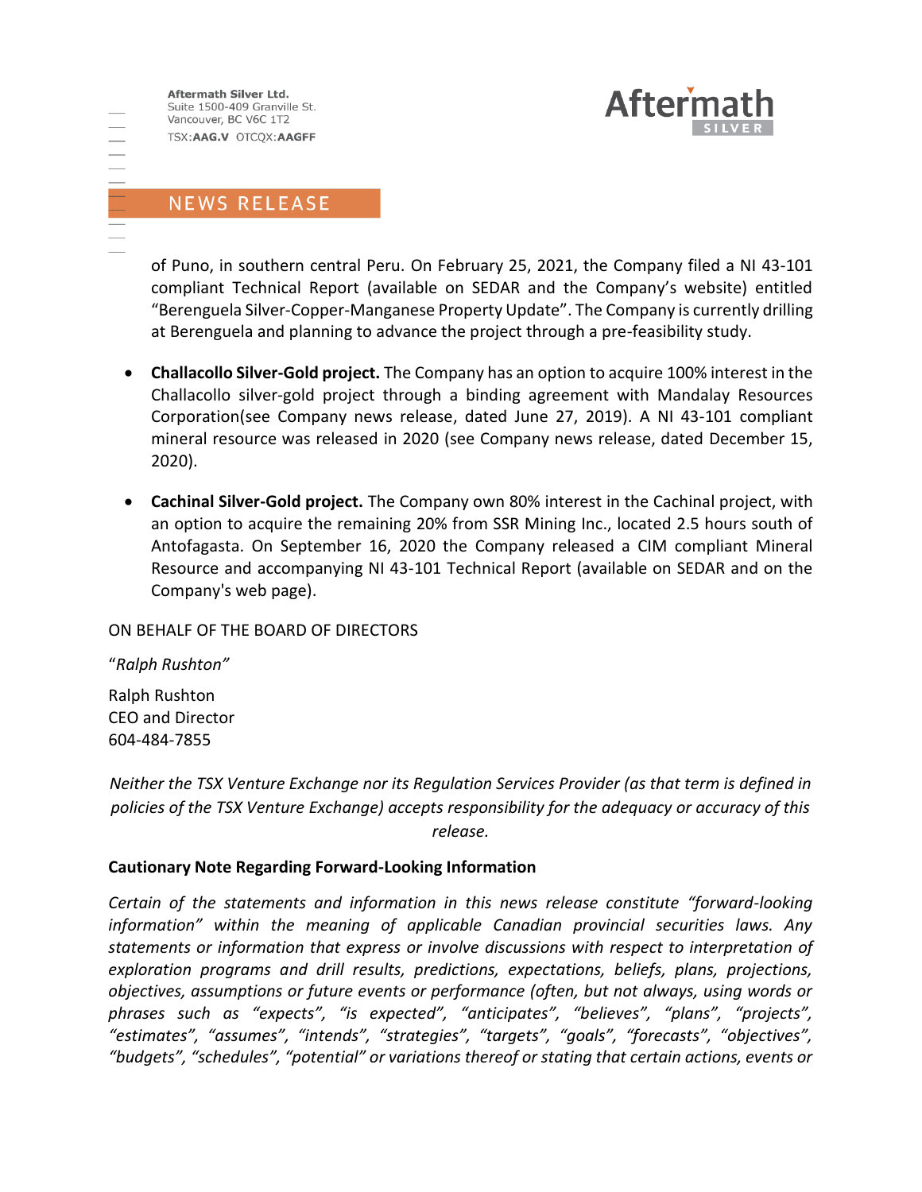of Puno, in southern central Peru. On February 25, 2021, the Company filed a NI 43-101 compliant Technical Report (available on SEDAR and the Company's website) entitled "Berenguela Silver-Copper-Manganese Property Update". The Company is currently drilling at Berenguela and planning to advance the project through a pre-feasibility study.

- **Challacollo Silver-Gold project.** The Company has an option to acquire 100% interest in the Challacollo silver-gold project through a binding agreement with Mandalay Resources Corporation(see Company news release, dated June 27, 2019). A NI 43-101 compliant mineral resource was released in 2020 (see Company news release, dated December 15, 2020).

- **Cachinal Silver-Gold project.** The Company own 80% interest in the Cachinal project, with an option to acquire the remaining 20% from SSR Mining Inc., located 2.5 hours south of Antofagasta. On September 16, 2020 the Company released a CIM compliant Mineral Resource and accompanying NI 43-101 Technical Report (available on SEDAR and on the Company's web page).

ON BEHALF OF THE BOARD OF DIRECTORS

"*Ralph Rushton"*

Ralph Rushton
CEO and Director
604-484-7855

*Neither the TSX Venture Exchange nor its Regulation Services Provider (as that term is defined in policies of the TSX Venture Exchange) accepts responsibility for the adequacy or accuracy of this release.*

**Cautionary Note Regarding Forward-Looking Information**

*Certain of the statements and information in this news release constitute "forward-looking information" within the meaning of applicable Canadian provincial securities laws. Any statements or information that express or involve discussions with respect to interpretation of exploration programs and drill results, predictions, expectations, beliefs, plans, projections, objectives, assumptions or future events or performance (often, but not always, using words or phrases such as "expects", "is expected", "anticipates", "believes", "plans", "projects", "estimates", "assumes", "intends", "strategies", "targets", "goals", "forecasts", "objectives", "budgets", "schedules", "potential" or variations thereof or stating that certain actions, events or*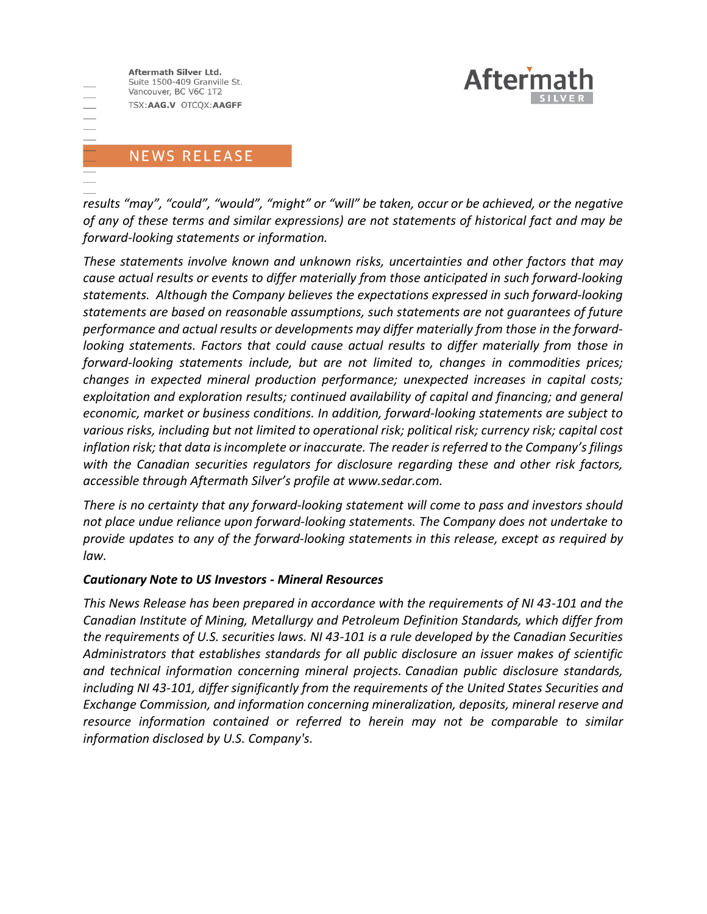*results "may", "could", "would", "might" or "will" be taken, occur or be achieved, or the negative of any of these terms and similar expressions) are not statements of historical fact and may be forward-looking statements or information.*

*These statements involve known and unknown risks, uncertainties and other factors that may cause actual results or events to differ materially from those anticipated in such forward-looking statements. Although the Company believes the expectations expressed in such forward-looking statements are based on reasonable assumptions, such statements are not guarantees of future performance and actual results or developments may differ materially from those in the forward-looking statements. Factors that could cause actual results to differ materially from those in forward-looking statements include, but are not limited to, changes in commodities prices; changes in expected mineral production performance; unexpected increases in capital costs; exploitation and exploration results; continued availability of capital and financing; and general economic, market or business conditions. In addition, forward-looking statements are subject to various risks, including but not limited to operational risk; political risk; currency risk; capital cost inflation risk; that data is incomplete or inaccurate. The reader is referred to the Company's filings with the Canadian securities regulators for disclosure regarding these and other risk factors, accessible through Aftermath Silver's profile at www.sedar.com.*

*There is no certainty that any forward-looking statement will come to pass and investors should not place undue reliance upon forward-looking statements. The Company does not undertake to provide updates to any of the forward-looking statements in this release, except as required by law.*

***Cautionary Note to US Investors - Mineral Resources***

*This News Release has been prepared in accordance with the requirements of NI 43-101 and the Canadian Institute of Mining, Metallurgy and Petroleum Definition Standards, which differ from the requirements of U.S. securities laws. NI 43-101 is a rule developed by the Canadian Securities Administrators that establishes standards for all public disclosure an issuer makes of scientific and technical information concerning mineral projects. Canadian public disclosure standards, including NI 43-101, differ significantly from the requirements of the United States Securities and Exchange Commission, and information concerning mineralization, deposits, mineral reserve and resource information contained or referred to herein may not be comparable to similar information disclosed by U.S. Company's.*